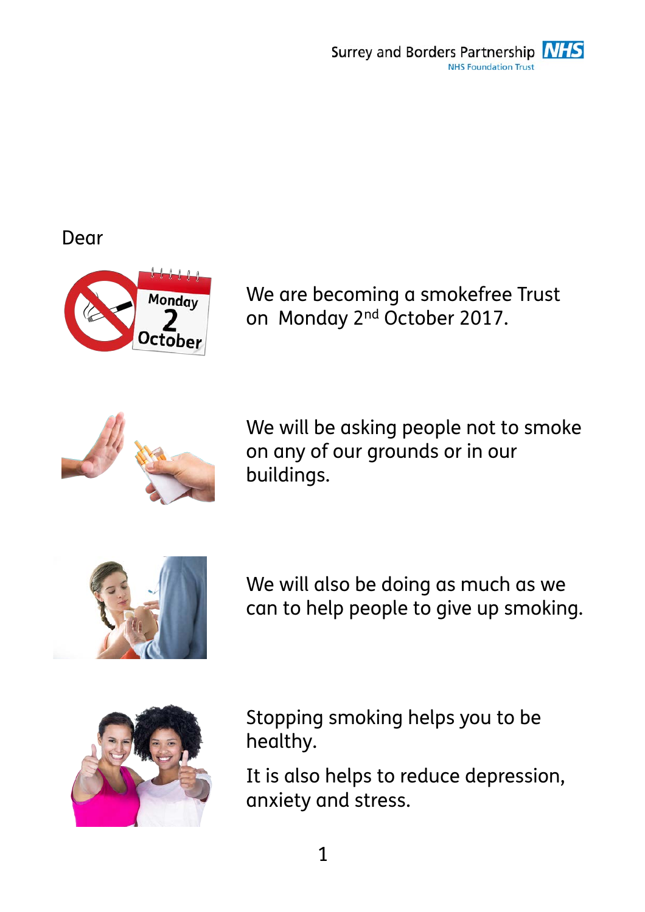Dear

We are becoming a smokefree Trust on Monday 2nd October 2017.

We will be asking people not to smoke on any of our grounds or in our buildings.

We will also be doing as much as we can to help people to give up smoking.

Stopping smoking helps you to be healthy.

It is also helps to reduce depression, anxiety and stress.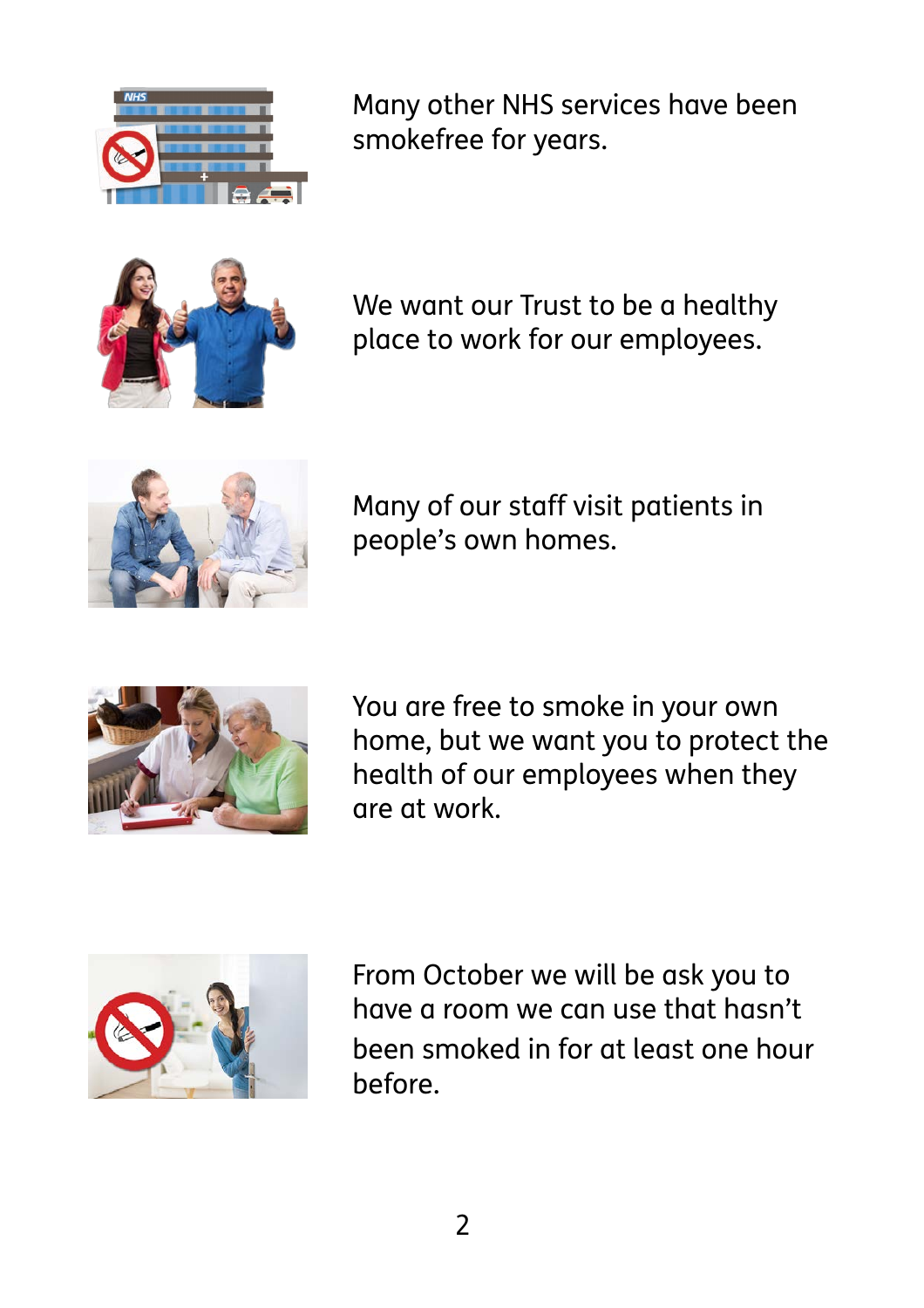Many other NHS services have been smokefree for years.

We want our Trust to be a healthy place to work for our employees.

Many of our staff visit patients in people's own homes.

You are free to smoke in your own home, but we want you to protect the health of our employees when they are at work.

From October we will be ask you to have a room we can use that hasn't been smoked in for at least one hour before.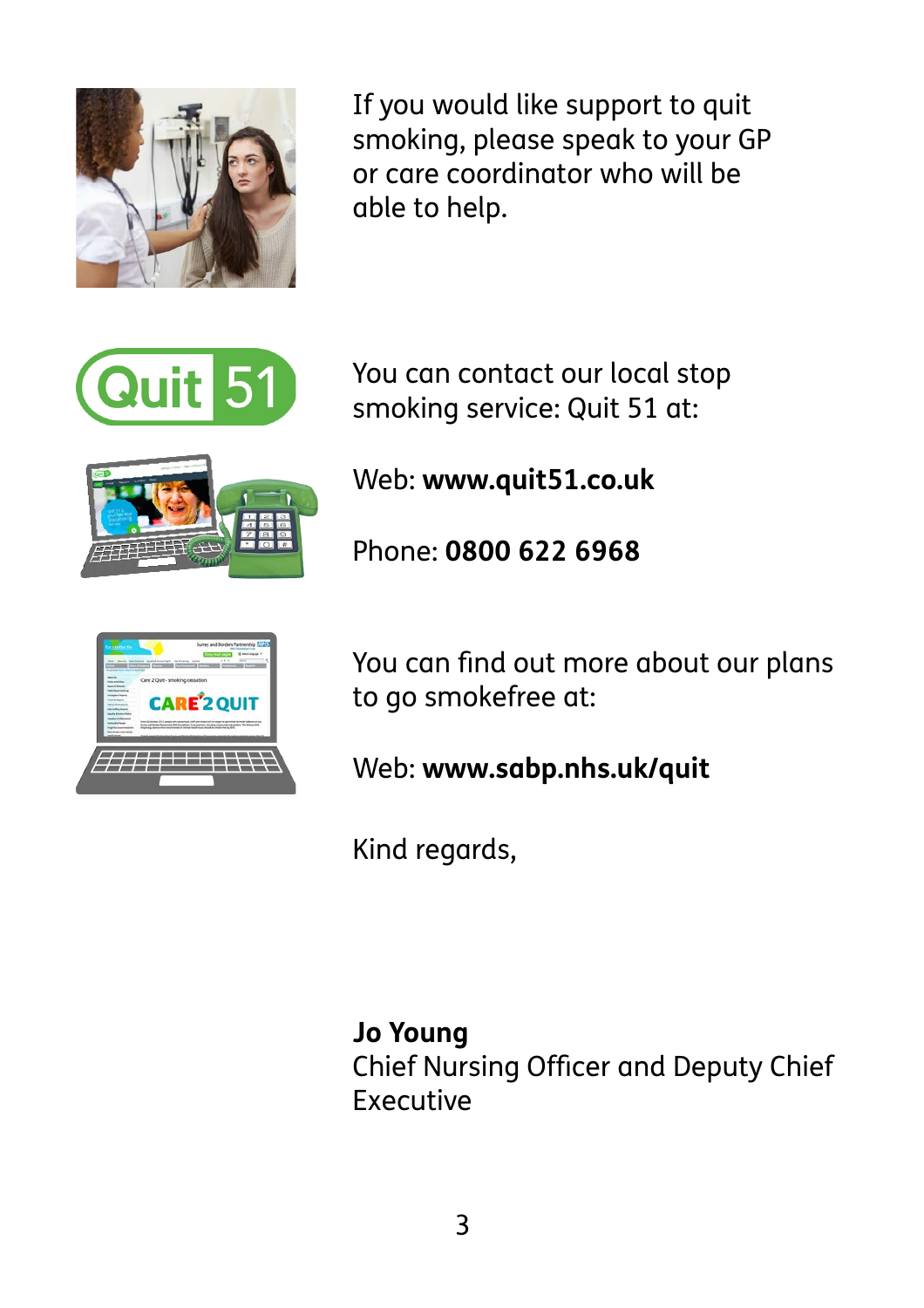If you would like support to quit smoking, please speak to your GP or care coordinator who will be able to help.

You can contact our local stop smoking service: Quit 51 at:

Web: **www.quit51.co.uk**

Phone: **0800 622 6968**

You can find out more about our plans to go smokefree at:

Web: **www.sabp.nhs.uk/quit**

Kind regards,

**Jo Young**
Chief Nursing Officer and Deputy Chief Executive